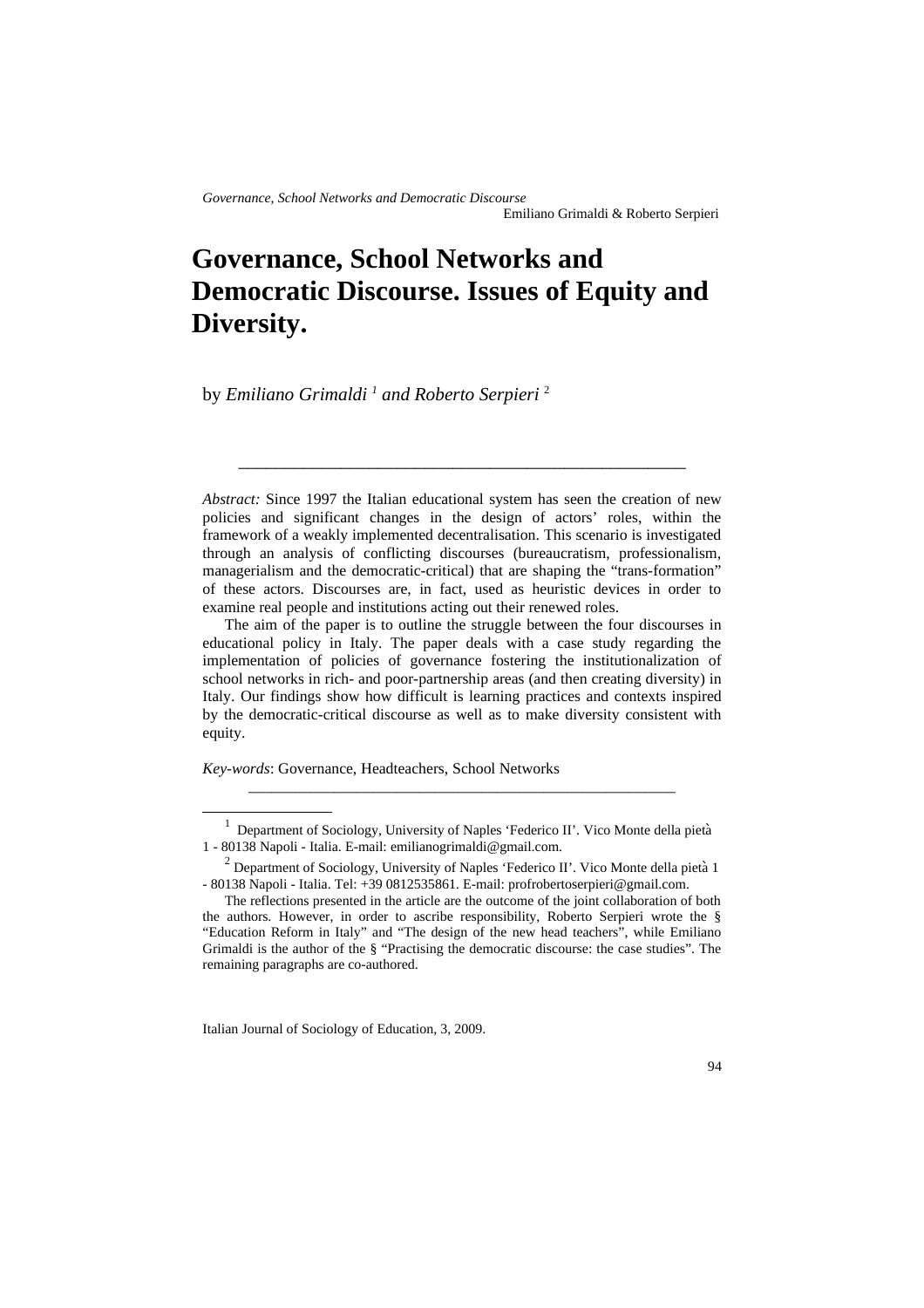# Governance, School Networks and Democratic Discourse. Issues of Equity and Diversity.

by *Emiliano Grimaldi* [1] *and Roberto Serpieri* [2]

---

*Abstract:* Since 1997 the Italian educational system has seen the creation of new policies and significant changes in the design of actors' roles, within the framework of a weakly implemented decentralisation. This scenario is investigated through an analysis of conflicting discourses (bureaucratism, professionalism, managerialism and the democratic-critical) that are shaping the "trans-formation" of these actors. Discourses are, in fact, used as heuristic devices in order to examine real people and institutions acting out their renewed roles.

The aim of the paper is to outline the struggle between the four discourses in educational policy in Italy. The paper deals with a case study regarding the implementation of policies of governance fostering the institutionalization of school networks in rich- and poor-partnership areas (and then creating diversity) in Italy. Our findings show how difficult is learning practices and contexts inspired by the democratic-critical discourse as well as to make diversity consistent with equity.

*Key-words*: Governance, Headteachers, School Networks

---

[1] Department of Sociology, University of Naples 'Federico II'. Vico Monte della pietà 1 - 80138 Napoli - Italia. E-mail: emilianogrimaldi@gmail.com.

[2] Department of Sociology, University of Naples 'Federico II'. Vico Monte della pietà 1 - 80138 Napoli - Italia. Tel: +39 0812535861. E-mail: profrobertoserpieri@gmail.com.

The reflections presented in the article are the outcome of the joint collaboration of both the authors. However, in order to ascribe responsibility, Roberto Serpieri wrote the § "Education Reform in Italy" and "The design of the new head teachers", while Emiliano Grimaldi is the author of the § "Practising the democratic discourse: the case studies". The remaining paragraphs are co-authored.

Italian Journal of Sociology of Education, 3, 2009.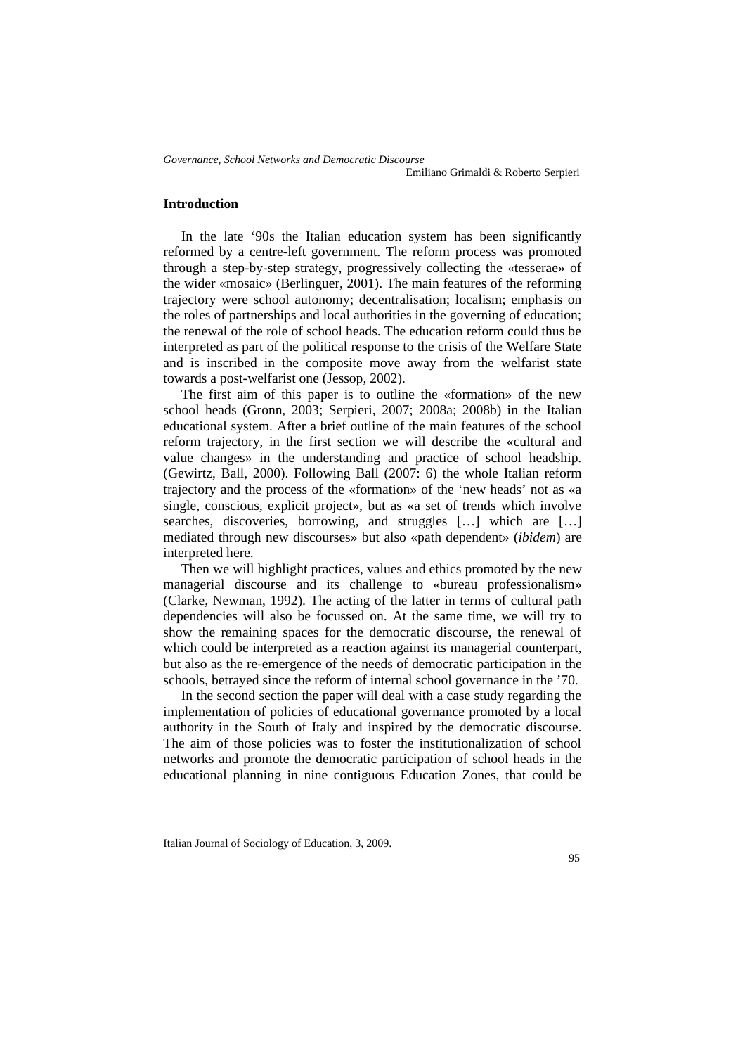## Introduction

In the late '90s the Italian education system has been significantly reformed by a centre-left government. The reform process was promoted through a step-by-step strategy, progressively collecting the «tesserae» of the wider «mosaic» (Berlinguer, 2001). The main features of the reforming trajectory were school autonomy; decentralisation; localism; emphasis on the roles of partnerships and local authorities in the governing of education; the renewal of the role of school heads. The education reform could thus be interpreted as part of the political response to the crisis of the Welfare State and is inscribed in the composite move away from the welfarist state towards a post-welfarist one (Jessop, 2002).

The first aim of this paper is to outline the «formation» of the new school heads (Gronn, 2003; Serpieri, 2007; 2008a; 2008b) in the Italian educational system. After a brief outline of the main features of the school reform trajectory, in the first section we will describe the «cultural and value changes» in the understanding and practice of school headship. (Gewirtz, Ball, 2000). Following Ball (2007: 6) the whole Italian reform trajectory and the process of the «formation» of the 'new heads' not as «a single, conscious, explicit project», but as «a set of trends which involve searches, discoveries, borrowing, and struggles […] which are […] mediated through new discourses» but also «path dependent» (*ibidem*) are interpreted here.

Then we will highlight practices, values and ethics promoted by the new managerial discourse and its challenge to «bureau professionalism» (Clarke, Newman, 1992). The acting of the latter in terms of cultural path dependencies will also be focussed on. At the same time, we will try to show the remaining spaces for the democratic discourse, the renewal of which could be interpreted as a reaction against its managerial counterpart, but also as the re-emergence of the needs of democratic participation in the schools, betrayed since the reform of internal school governance in the '70.

In the second section the paper will deal with a case study regarding the implementation of policies of educational governance promoted by a local authority in the South of Italy and inspired by the democratic discourse. The aim of those policies was to foster the institutionalization of school networks and promote the democratic participation of school heads in the educational planning in nine contiguous Education Zones, that could be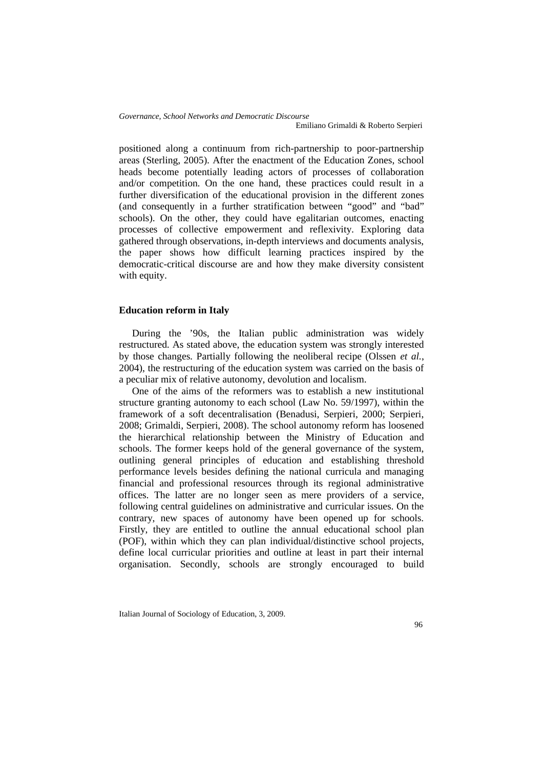positioned along a continuum from rich-partnership to poor-partnership areas (Sterling, 2005). After the enactment of the Education Zones, school heads become potentially leading actors of processes of collaboration and/or competition. On the one hand, these practices could result in a further diversification of the educational provision in the different zones (and consequently in a further stratification between "good" and "bad" schools). On the other, they could have egalitarian outcomes, enacting processes of collective empowerment and reflexivity. Exploring data gathered through observations, in-depth interviews and documents analysis, the paper shows how difficult learning practices inspired by the democratic-critical discourse are and how they make diversity consistent with equity.

## Education reform in Italy

During the '90s, the Italian public administration was widely restructured. As stated above, the education system was strongly interested by those changes. Partially following the neoliberal recipe (Olssen *et al.*, 2004), the restructuring of the education system was carried on the basis of a peculiar mix of relative autonomy, devolution and localism.

One of the aims of the reformers was to establish a new institutional structure granting autonomy to each school (Law No. 59/1997), within the framework of a soft decentralisation (Benadusi, Serpieri, 2000; Serpieri, 2008; Grimaldi, Serpieri, 2008). The school autonomy reform has loosened the hierarchical relationship between the Ministry of Education and schools. The former keeps hold of the general governance of the system, outlining general principles of education and establishing threshold performance levels besides defining the national curricula and managing financial and professional resources through its regional administrative offices. The latter are no longer seen as mere providers of a service, following central guidelines on administrative and curricular issues. On the contrary, new spaces of autonomy have been opened up for schools. Firstly, they are entitled to outline the annual educational school plan (POF), within which they can plan individual/distinctive school projects, define local curricular priorities and outline at least in part their internal organisation. Secondly, schools are strongly encouraged to build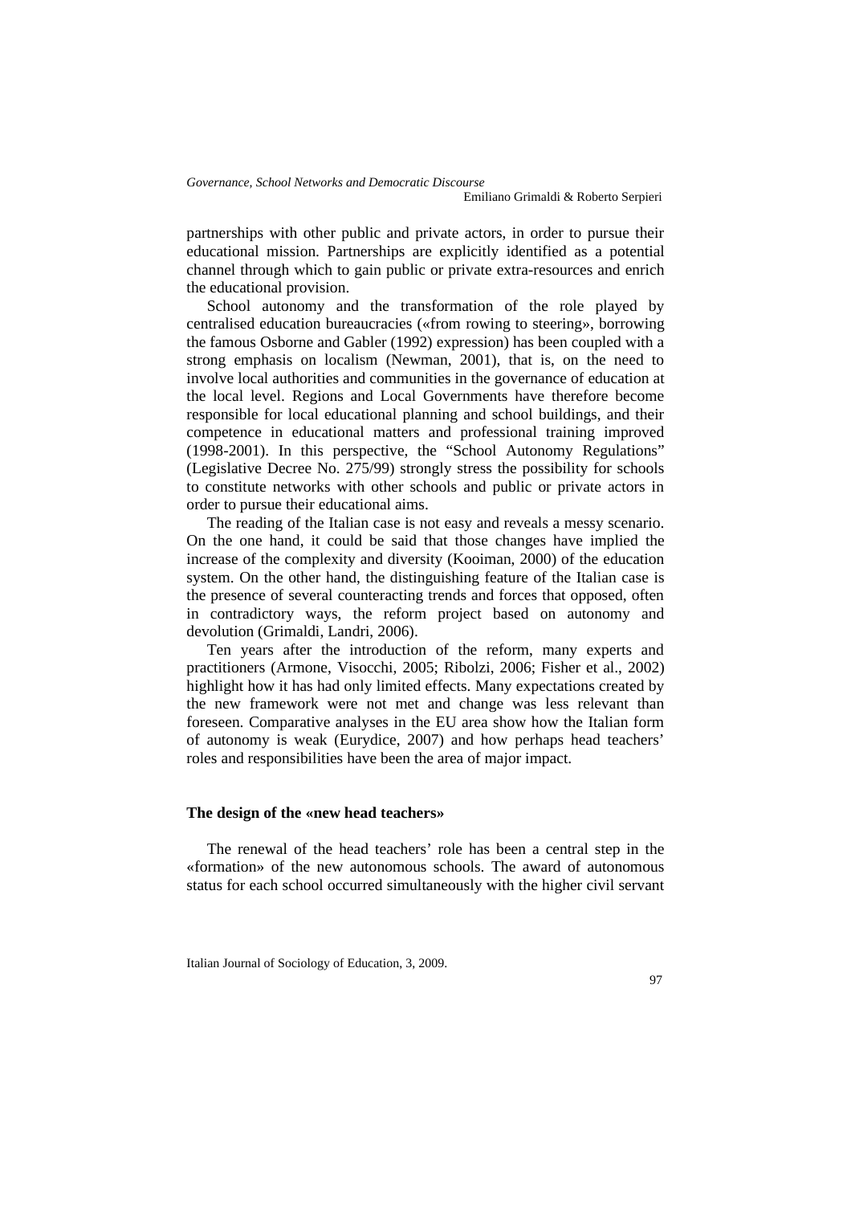partnerships with other public and private actors, in order to pursue their educational mission. Partnerships are explicitly identified as a potential channel through which to gain public or private extra-resources and enrich the educational provision.

School autonomy and the transformation of the role played by centralised education bureaucracies («from rowing to steering», borrowing the famous Osborne and Gabler (1992) expression) has been coupled with a strong emphasis on localism (Newman, 2001), that is, on the need to involve local authorities and communities in the governance of education at the local level. Regions and Local Governments have therefore become responsible for local educational planning and school buildings, and their competence in educational matters and professional training improved (1998-2001). In this perspective, the "School Autonomy Regulations" (Legislative Decree No. 275/99) strongly stress the possibility for schools to constitute networks with other schools and public or private actors in order to pursue their educational aims.

The reading of the Italian case is not easy and reveals a messy scenario. On the one hand, it could be said that those changes have implied the increase of the complexity and diversity (Kooiman, 2000) of the education system. On the other hand, the distinguishing feature of the Italian case is the presence of several counteracting trends and forces that opposed, often in contradictory ways, the reform project based on autonomy and devolution (Grimaldi, Landri, 2006).

Ten years after the introduction of the reform, many experts and practitioners (Armone, Visocchi, 2005; Ribolzi, 2006; Fisher et al., 2002) highlight how it has had only limited effects. Many expectations created by the new framework were not met and change was less relevant than foreseen. Comparative analyses in the EU area show how the Italian form of autonomy is weak (Eurydice, 2007) and how perhaps head teachers' roles and responsibilities have been the area of major impact.

### The design of the «new head teachers»

The renewal of the head teachers' role has been a central step in the «formation» of the new autonomous schools. The award of autonomous status for each school occurred simultaneously with the higher civil servant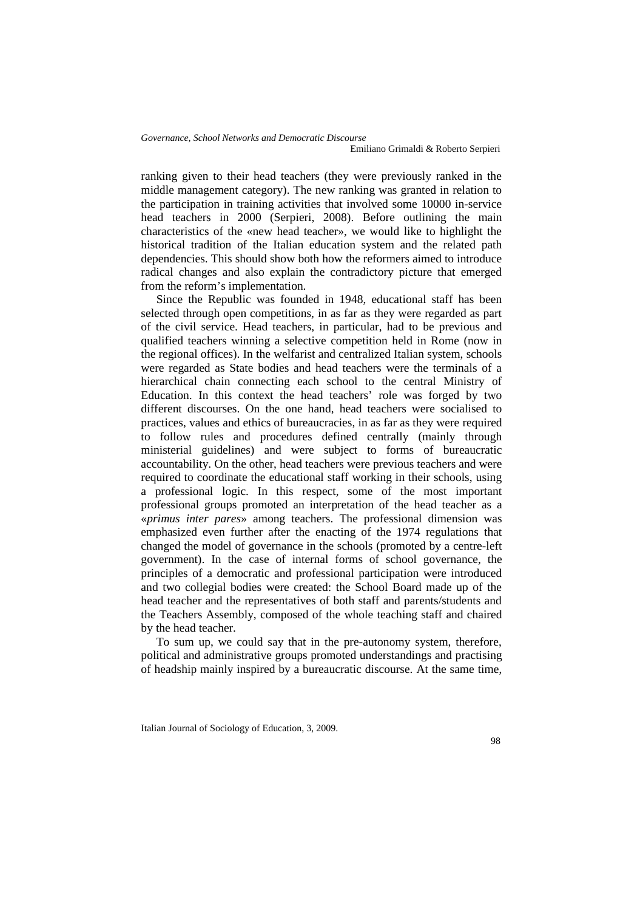ranking given to their head teachers (they were previously ranked in the middle management category). The new ranking was granted in relation to the participation in training activities that involved some 10000 in-service head teachers in 2000 (Serpieri, 2008). Before outlining the main characteristics of the «new head teacher», we would like to highlight the historical tradition of the Italian education system and the related path dependencies. This should show both how the reformers aimed to introduce radical changes and also explain the contradictory picture that emerged from the reform's implementation.

Since the Republic was founded in 1948, educational staff has been selected through open competitions, in as far as they were regarded as part of the civil service. Head teachers, in particular, had to be previous and qualified teachers winning a selective competition held in Rome (now in the regional offices). In the welfarist and centralized Italian system, schools were regarded as State bodies and head teachers were the terminals of a hierarchical chain connecting each school to the central Ministry of Education. In this context the head teachers' role was forged by two different discourses. On the one hand, head teachers were socialised to practices, values and ethics of bureaucracies, in as far as they were required to follow rules and procedures defined centrally (mainly through ministerial guidelines) and were subject to forms of bureaucratic accountability. On the other, head teachers were previous teachers and were required to coordinate the educational staff working in their schools, using a professional logic. In this respect, some of the most important professional groups promoted an interpretation of the head teacher as a «*primus inter pares*» among teachers. The professional dimension was emphasized even further after the enacting of the 1974 regulations that changed the model of governance in the schools (promoted by a centre-left government). In the case of internal forms of school governance, the principles of a democratic and professional participation were introduced and two collegial bodies were created: the School Board made up of the head teacher and the representatives of both staff and parents/students and the Teachers Assembly, composed of the whole teaching staff and chaired by the head teacher.

To sum up, we could say that in the pre-autonomy system, therefore, political and administrative groups promoted understandings and practising of headship mainly inspired by a bureaucratic discourse. At the same time,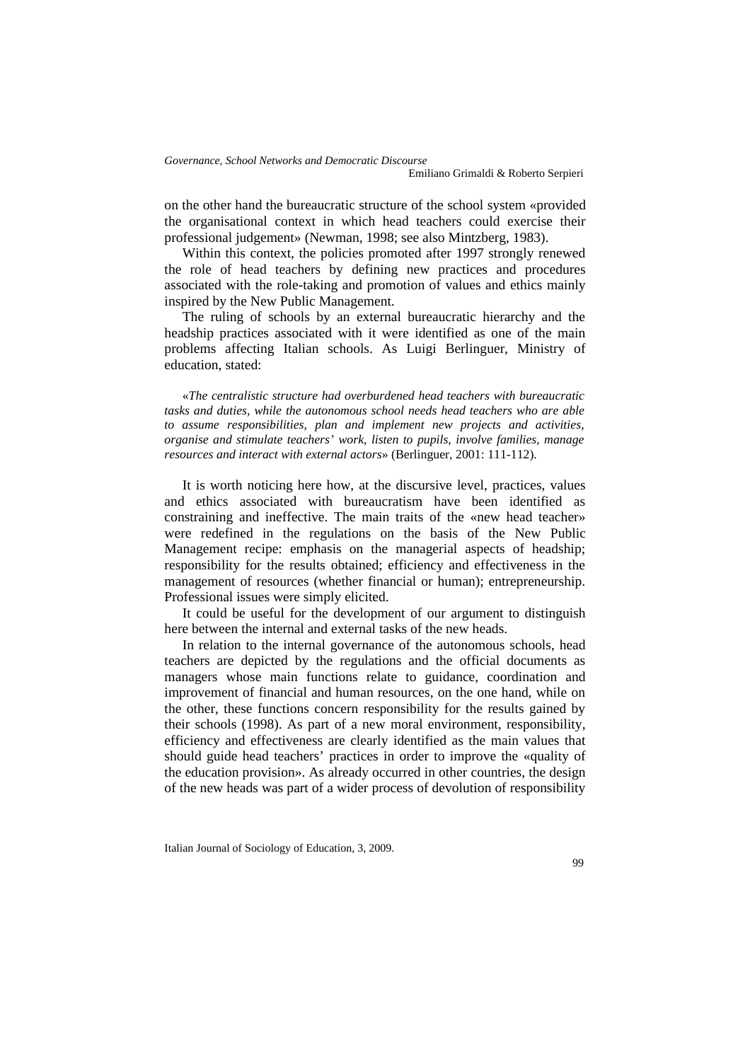on the other hand the bureaucratic structure of the school system «provided the organisational context in which head teachers could exercise their professional judgement» (Newman, 1998; see also Mintzberg, 1983).

Within this context, the policies promoted after 1997 strongly renewed the role of head teachers by defining new practices and procedures associated with the role-taking and promotion of values and ethics mainly inspired by the New Public Management.

The ruling of schools by an external bureaucratic hierarchy and the headship practices associated with it were identified as one of the main problems affecting Italian schools. As Luigi Berlinguer, Ministry of education, stated:

«*The centralistic structure had overburdened head teachers with bureaucratic tasks and duties, while the autonomous school needs head teachers who are able to assume responsibilities, plan and implement new projects and activities, organise and stimulate teachers' work, listen to pupils, involve families, manage resources and interact with external actors*» (Berlinguer, 2001: 111-112).

It is worth noticing here how, at the discursive level, practices, values and ethics associated with bureaucratism have been identified as constraining and ineffective. The main traits of the «new head teacher» were redefined in the regulations on the basis of the New Public Management recipe: emphasis on the managerial aspects of headship; responsibility for the results obtained; efficiency and effectiveness in the management of resources (whether financial or human); entrepreneurship. Professional issues were simply elicited.

It could be useful for the development of our argument to distinguish here between the internal and external tasks of the new heads.

In relation to the internal governance of the autonomous schools, head teachers are depicted by the regulations and the official documents as managers whose main functions relate to guidance, coordination and improvement of financial and human resources, on the one hand, while on the other, these functions concern responsibility for the results gained by their schools (1998). As part of a new moral environment, responsibility, efficiency and effectiveness are clearly identified as the main values that should guide head teachers' practices in order to improve the «quality of the education provision». As already occurred in other countries, the design of the new heads was part of a wider process of devolution of responsibility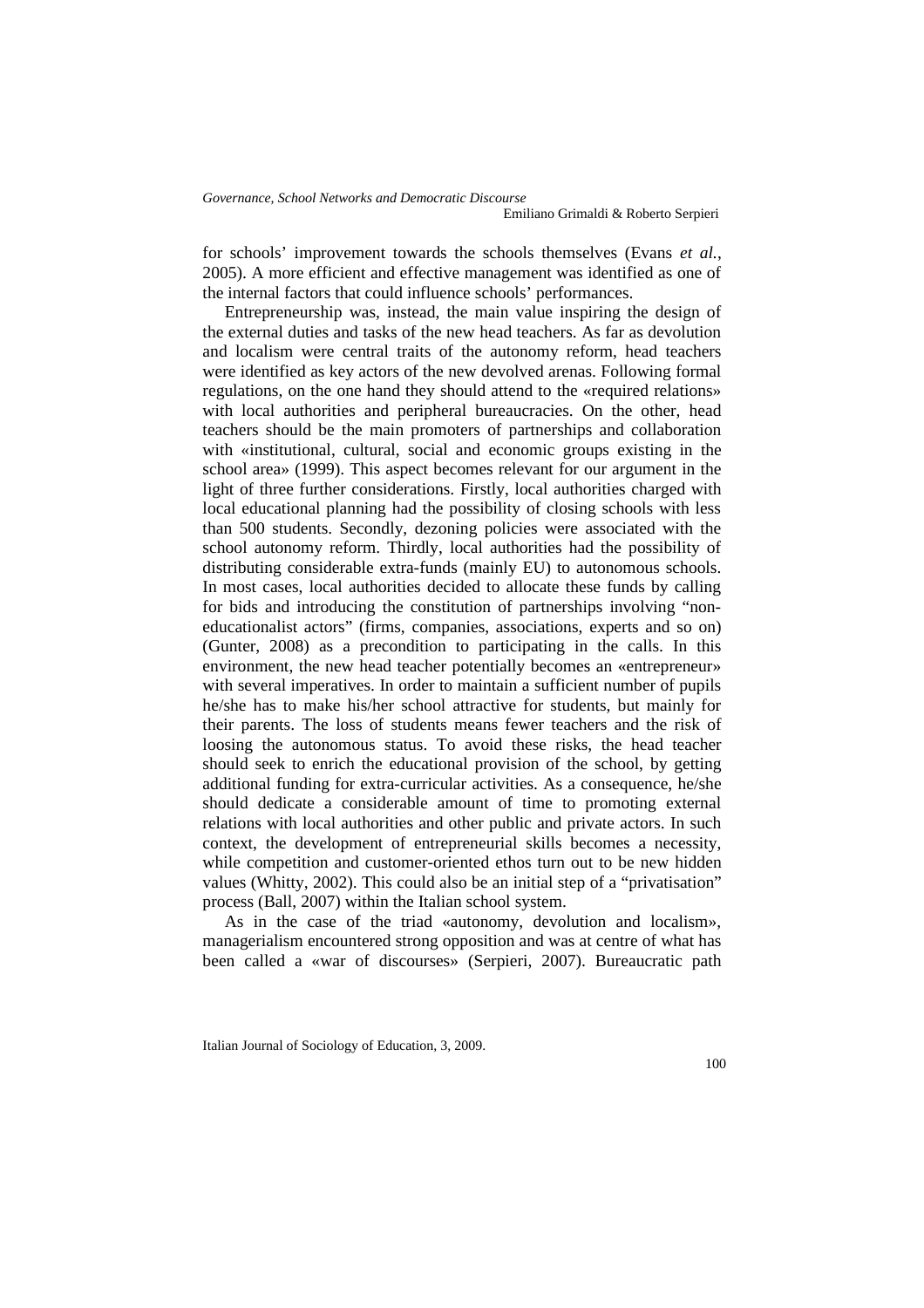for schools' improvement towards the schools themselves (Evans *et al.*, 2005). A more efficient and effective management was identified as one of the internal factors that could influence schools' performances.

Entrepreneurship was, instead, the main value inspiring the design of the external duties and tasks of the new head teachers. As far as devolution and localism were central traits of the autonomy reform, head teachers were identified as key actors of the new devolved arenas. Following formal regulations, on the one hand they should attend to the «required relations» with local authorities and peripheral bureaucracies. On the other, head teachers should be the main promoters of partnerships and collaboration with «institutional, cultural, social and economic groups existing in the school area» (1999). This aspect becomes relevant for our argument in the light of three further considerations. Firstly, local authorities charged with local educational planning had the possibility of closing schools with less than 500 students. Secondly, dezoning policies were associated with the school autonomy reform. Thirdly, local authorities had the possibility of distributing considerable extra-funds (mainly EU) to autonomous schools. In most cases, local authorities decided to allocate these funds by calling for bids and introducing the constitution of partnerships involving "non-educationalist actors" (firms, companies, associations, experts and so on) (Gunter, 2008) as a precondition to participating in the calls. In this environment, the new head teacher potentially becomes an «entrepreneur» with several imperatives. In order to maintain a sufficient number of pupils he/she has to make his/her school attractive for students, but mainly for their parents. The loss of students means fewer teachers and the risk of loosing the autonomous status. To avoid these risks, the head teacher should seek to enrich the educational provision of the school, by getting additional funding for extra-curricular activities. As a consequence, he/she should dedicate a considerable amount of time to promoting external relations with local authorities and other public and private actors. In such context, the development of entrepreneurial skills becomes a necessity, while competition and customer-oriented ethos turn out to be new hidden values (Whitty, 2002). This could also be an initial step of a "privatisation" process (Ball, 2007) within the Italian school system.

As in the case of the triad «autonomy, devolution and localism», managerialism encountered strong opposition and was at centre of what has been called a «war of discourses» (Serpieri, 2007). Bureaucratic path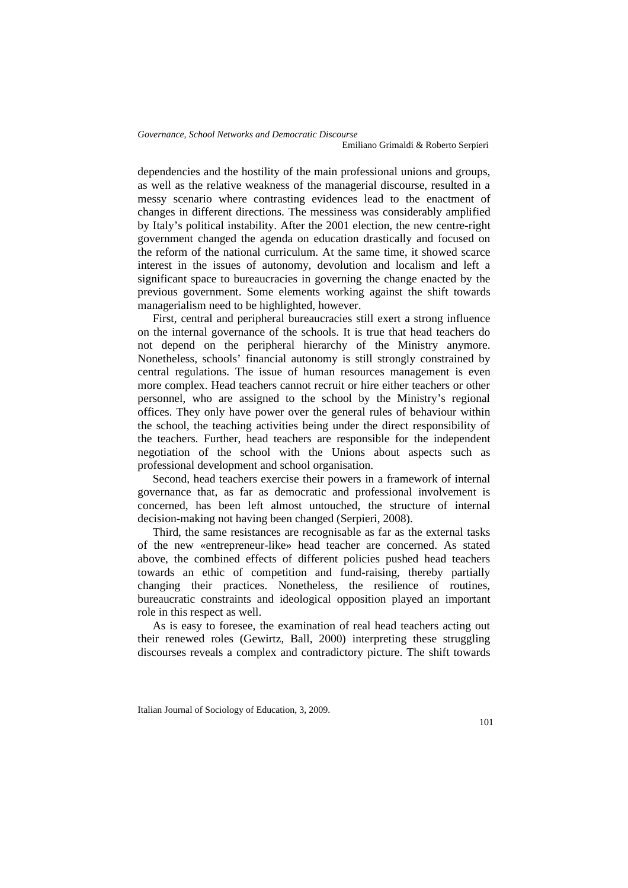dependencies and the hostility of the main professional unions and groups, as well as the relative weakness of the managerial discourse, resulted in a messy scenario where contrasting evidences lead to the enactment of changes in different directions. The messiness was considerably amplified by Italy's political instability. After the 2001 election, the new centre-right government changed the agenda on education drastically and focused on the reform of the national curriculum. At the same time, it showed scarce interest in the issues of autonomy, devolution and localism and left a significant space to bureaucracies in governing the change enacted by the previous government. Some elements working against the shift towards managerialism need to be highlighted, however.

First, central and peripheral bureaucracies still exert a strong influence on the internal governance of the schools. It is true that head teachers do not depend on the peripheral hierarchy of the Ministry anymore. Nonetheless, schools' financial autonomy is still strongly constrained by central regulations. The issue of human resources management is even more complex. Head teachers cannot recruit or hire either teachers or other personnel, who are assigned to the school by the Ministry's regional offices. They only have power over the general rules of behaviour within the school, the teaching activities being under the direct responsibility of the teachers. Further, head teachers are responsible for the independent negotiation of the school with the Unions about aspects such as professional development and school organisation.

Second, head teachers exercise their powers in a framework of internal governance that, as far as democratic and professional involvement is concerned, has been left almost untouched, the structure of internal decision-making not having been changed (Serpieri, 2008).

Third, the same resistances are recognisable as far as the external tasks of the new «entrepreneur-like» head teacher are concerned. As stated above, the combined effects of different policies pushed head teachers towards an ethic of competition and fund-raising, thereby partially changing their practices. Nonetheless, the resilience of routines, bureaucratic constraints and ideological opposition played an important role in this respect as well.

As is easy to foresee, the examination of real head teachers acting out their renewed roles (Gewirtz, Ball, 2000) interpreting these struggling discourses reveals a complex and contradictory picture. The shift towards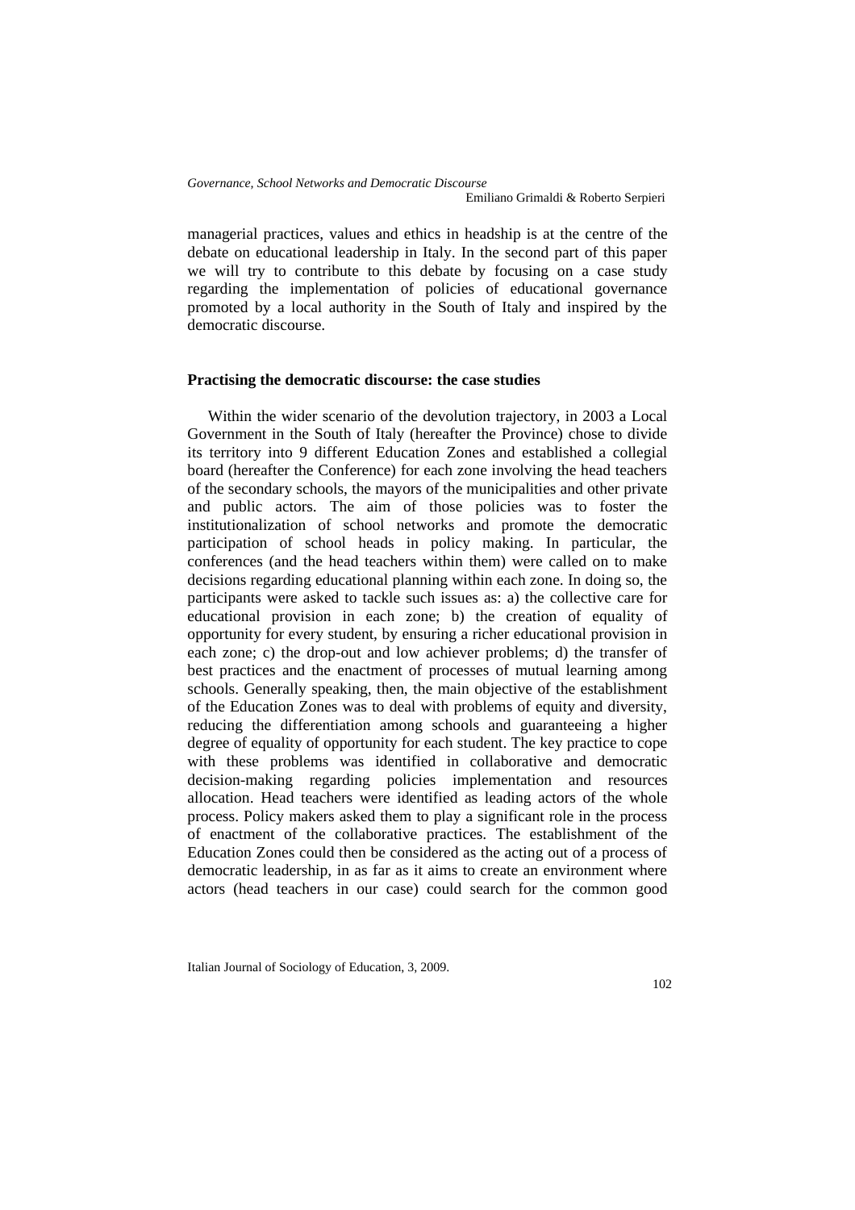managerial practices, values and ethics in headship is at the centre of the debate on educational leadership in Italy. In the second part of this paper we will try to contribute to this debate by focusing on a case study regarding the implementation of policies of educational governance promoted by a local authority in the South of Italy and inspired by the democratic discourse.

## Practising the democratic discourse: the case studies

Within the wider scenario of the devolution trajectory, in 2003 a Local Government in the South of Italy (hereafter the Province) chose to divide its territory into 9 different Education Zones and established a collegial board (hereafter the Conference) for each zone involving the head teachers of the secondary schools, the mayors of the municipalities and other private and public actors. The aim of those policies was to foster the institutionalization of school networks and promote the democratic participation of school heads in policy making. In particular, the conferences (and the head teachers within them) were called on to make decisions regarding educational planning within each zone. In doing so, the participants were asked to tackle such issues as: a) the collective care for educational provision in each zone; b) the creation of equality of opportunity for every student, by ensuring a richer educational provision in each zone; c) the drop-out and low achiever problems; d) the transfer of best practices and the enactment of processes of mutual learning among schools. Generally speaking, then, the main objective of the establishment of the Education Zones was to deal with problems of equity and diversity, reducing the differentiation among schools and guaranteeing a higher degree of equality of opportunity for each student. The key practice to cope with these problems was identified in collaborative and democratic decision-making regarding policies implementation and resources allocation. Head teachers were identified as leading actors of the whole process. Policy makers asked them to play a significant role in the process of enactment of the collaborative practices. The establishment of the Education Zones could then be considered as the acting out of a process of democratic leadership, in as far as it aims to create an environment where actors (head teachers in our case) could search for the common good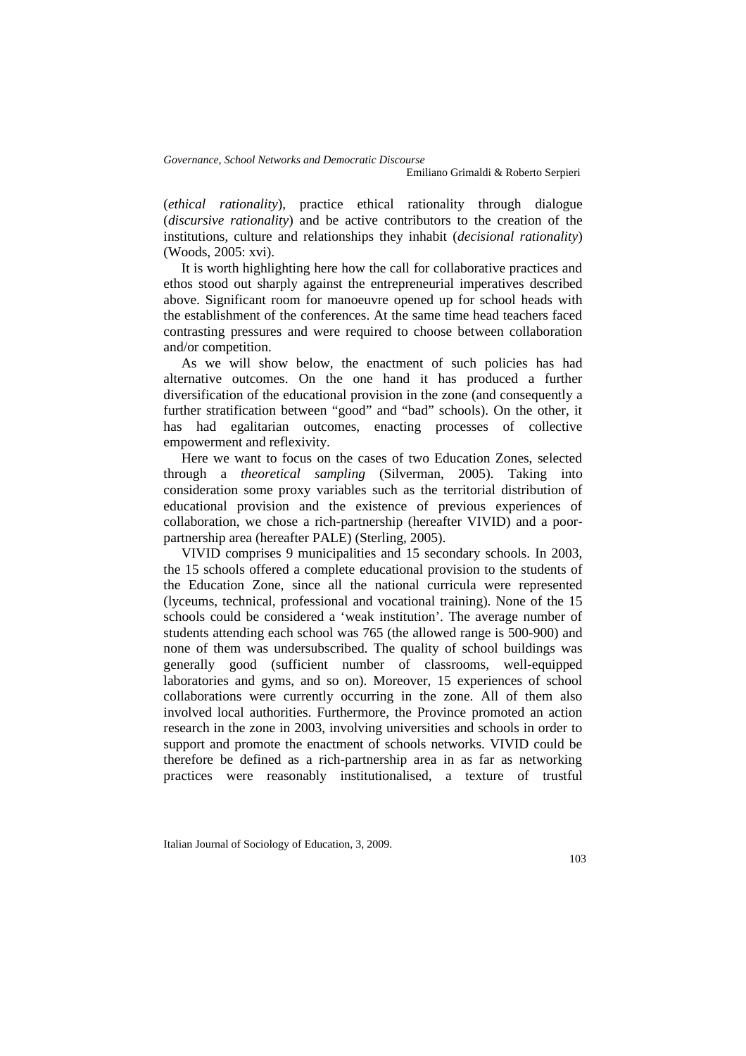(*ethical rationality*), practice ethical rationality through dialogue (*discursive rationality*) and be active contributors to the creation of the institutions, culture and relationships they inhabit (*decisional rationality*) (Woods, 2005: xvi).

It is worth highlighting here how the call for collaborative practices and ethos stood out sharply against the entrepreneurial imperatives described above. Significant room for manoeuvre opened up for school heads with the establishment of the conferences. At the same time head teachers faced contrasting pressures and were required to choose between collaboration and/or competition.

As we will show below, the enactment of such policies has had alternative outcomes. On the one hand it has produced a further diversification of the educational provision in the zone (and consequently a further stratification between "good" and "bad" schools). On the other, it has had egalitarian outcomes, enacting processes of collective empowerment and reflexivity.

Here we want to focus on the cases of two Education Zones, selected through a *theoretical sampling* (Silverman, 2005). Taking into consideration some proxy variables such as the territorial distribution of educational provision and the existence of previous experiences of collaboration, we chose a rich-partnership (hereafter VIVID) and a poor-partnership area (hereafter PALE) (Sterling, 2005).

VIVID comprises 9 municipalities and 15 secondary schools. In 2003, the 15 schools offered a complete educational provision to the students of the Education Zone, since all the national curricula were represented (lyceums, technical, professional and vocational training). None of the 15 schools could be considered a 'weak institution'. The average number of students attending each school was 765 (the allowed range is 500-900) and none of them was undersubscribed. The quality of school buildings was generally good (sufficient number of classrooms, well-equipped laboratories and gyms, and so on). Moreover, 15 experiences of school collaborations were currently occurring in the zone. All of them also involved local authorities. Furthermore, the Province promoted an action research in the zone in 2003, involving universities and schools in order to support and promote the enactment of schools networks. VIVID could be therefore be defined as a rich-partnership area in as far as networking practices were reasonably institutionalised, a texture of trustful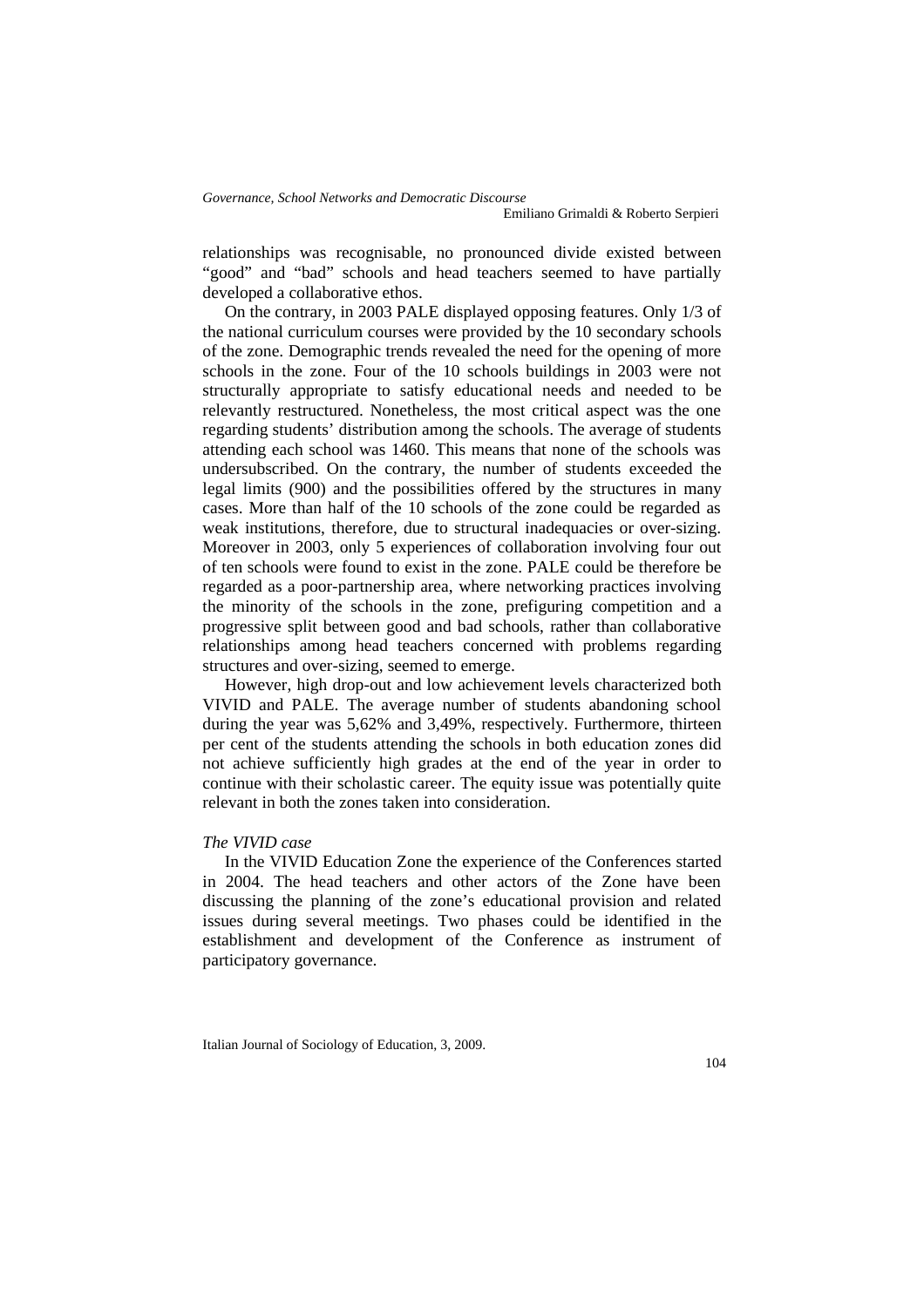relationships was recognisable, no pronounced divide existed between "good" and "bad" schools and head teachers seemed to have partially developed a collaborative ethos.

On the contrary, in 2003 PALE displayed opposing features. Only 1/3 of the national curriculum courses were provided by the 10 secondary schools of the zone. Demographic trends revealed the need for the opening of more schools in the zone. Four of the 10 schools buildings in 2003 were not structurally appropriate to satisfy educational needs and needed to be relevantly restructured. Nonetheless, the most critical aspect was the one regarding students' distribution among the schools. The average of students attending each school was 1460. This means that none of the schools was undersubscribed. On the contrary, the number of students exceeded the legal limits (900) and the possibilities offered by the structures in many cases. More than half of the 10 schools of the zone could be regarded as weak institutions, therefore, due to structural inadequacies or over-sizing. Moreover in 2003, only 5 experiences of collaboration involving four out of ten schools were found to exist in the zone. PALE could be therefore be regarded as a poor-partnership area, where networking practices involving the minority of the schools in the zone, prefiguring competition and a progressive split between good and bad schools, rather than collaborative relationships among head teachers concerned with problems regarding structures and over-sizing, seemed to emerge.

However, high drop-out and low achievement levels characterized both VIVID and PALE. The average number of students abandoning school during the year was 5,62% and 3,49%, respectively. Furthermore, thirteen per cent of the students attending the schools in both education zones did not achieve sufficiently high grades at the end of the year in order to continue with their scholastic career. The equity issue was potentially quite relevant in both the zones taken into consideration.

*The VIVID case*

In the VIVID Education Zone the experience of the Conferences started in 2004. The head teachers and other actors of the Zone have been discussing the planning of the zone's educational provision and related issues during several meetings. Two phases could be identified in the establishment and development of the Conference as instrument of participatory governance.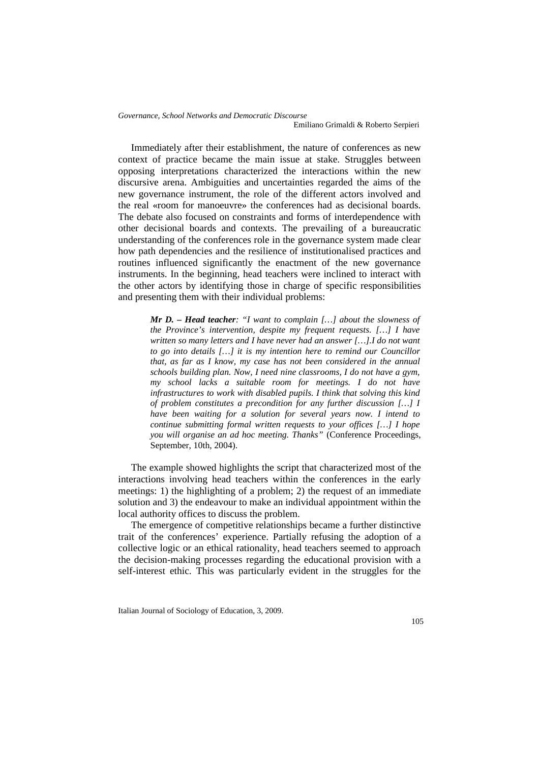Immediately after their establishment, the nature of conferences as new context of practice became the main issue at stake. Struggles between opposing interpretations characterized the interactions within the new discursive arena. Ambiguities and uncertainties regarded the aims of the new governance instrument, the role of the different actors involved and the real «room for manoeuvre» the conferences had as decisional boards. The debate also focused on constraints and forms of interdependence with other decisional boards and contexts. The prevailing of a bureaucratic understanding of the conferences role in the governance system made clear how path dependencies and the resilience of institutionalised practices and routines influenced significantly the enactment of the new governance instruments. In the beginning, head teachers were inclined to interact with the other actors by identifying those in charge of specific responsibilities and presenting them with their individual problems:

> ***Mr D. – Head teacher****: "I want to complain […] about the slowness of the Province's intervention, despite my frequent requests. […] I have written so many letters and I have never had an answer […].I do not want to go into details […] it is my intention here to remind our Councillor that, as far as I know, my case has not been considered in the annual schools building plan. Now, I need nine classrooms, I do not have a gym, my school lacks a suitable room for meetings. I do not have infrastructures to work with disabled pupils. I think that solving this kind of problem constitutes a precondition for any further discussion […] I have been waiting for a solution for several years now. I intend to continue submitting formal written requests to your offices […] I hope you will organise an ad hoc meeting. Thanks"* (Conference Proceedings, September, 10th, 2004).

The example showed highlights the script that characterized most of the interactions involving head teachers within the conferences in the early meetings: 1) the highlighting of a problem; 2) the request of an immediate solution and 3) the endeavour to make an individual appointment within the local authority offices to discuss the problem.

The emergence of competitive relationships became a further distinctive trait of the conferences' experience. Partially refusing the adoption of a collective logic or an ethical rationality, head teachers seemed to approach the decision-making processes regarding the educational provision with a self-interest ethic. This was particularly evident in the struggles for the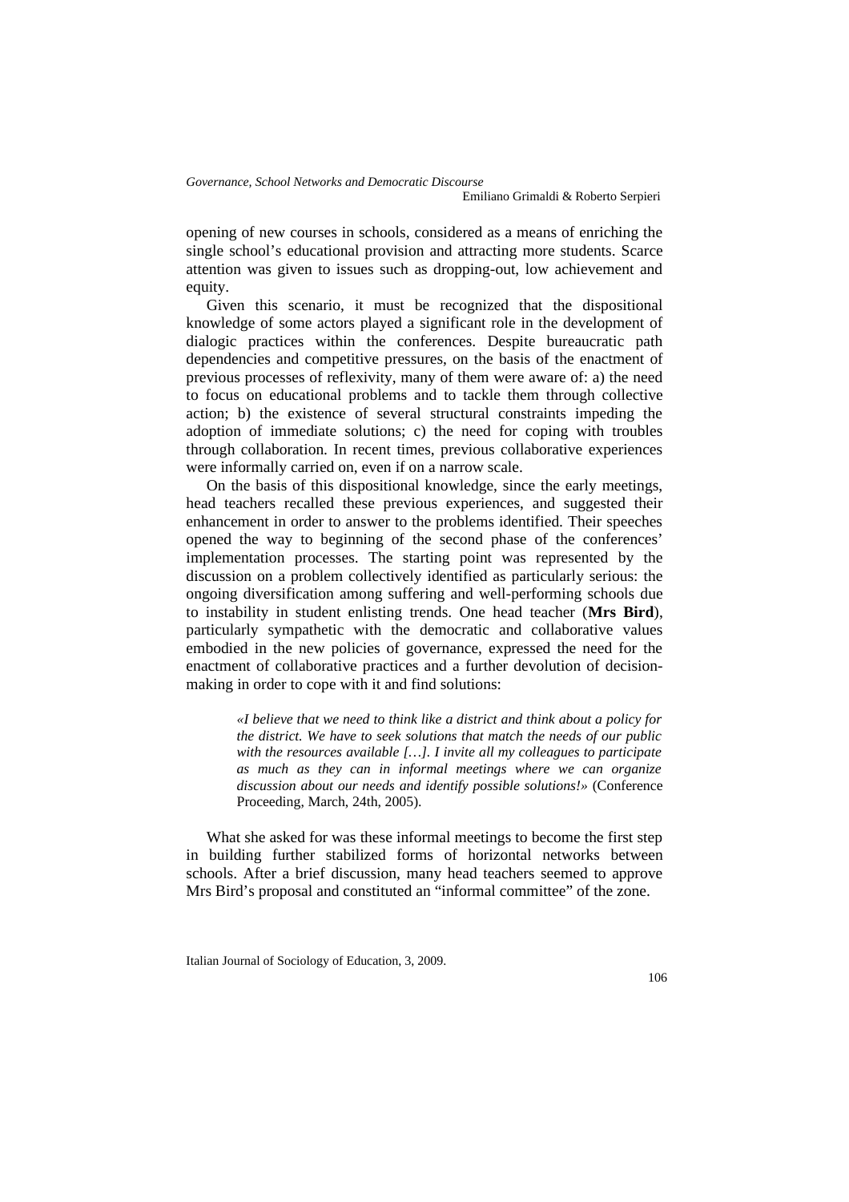opening of new courses in schools, considered as a means of enriching the single school's educational provision and attracting more students. Scarce attention was given to issues such as dropping-out, low achievement and equity.

Given this scenario, it must be recognized that the dispositional knowledge of some actors played a significant role in the development of dialogic practices within the conferences. Despite bureaucratic path dependencies and competitive pressures, on the basis of the enactment of previous processes of reflexivity, many of them were aware of: a) the need to focus on educational problems and to tackle them through collective action; b) the existence of several structural constraints impeding the adoption of immediate solutions; c) the need for coping with troubles through collaboration. In recent times, previous collaborative experiences were informally carried on, even if on a narrow scale.

On the basis of this dispositional knowledge, since the early meetings, head teachers recalled these previous experiences, and suggested their enhancement in order to answer to the problems identified. Their speeches opened the way to beginning of the second phase of the conferences' implementation processes. The starting point was represented by the discussion on a problem collectively identified as particularly serious: the ongoing diversification among suffering and well-performing schools due to instability in student enlisting trends. One head teacher (**Mrs Bird**), particularly sympathetic with the democratic and collaborative values embodied in the new policies of governance, expressed the need for the enactment of collaborative practices and a further devolution of decision-making in order to cope with it and find solutions:

> *«I believe that we need to think like a district and think about a policy for the district. We have to seek solutions that match the needs of our public with the resources available […]. I invite all my colleagues to participate as much as they can in informal meetings where we can organize discussion about our needs and identify possible solutions!»* (Conference Proceeding, March, 24th, 2005).

What she asked for was these informal meetings to become the first step in building further stabilized forms of horizontal networks between schools. After a brief discussion, many head teachers seemed to approve Mrs Bird's proposal and constituted an "informal committee" of the zone.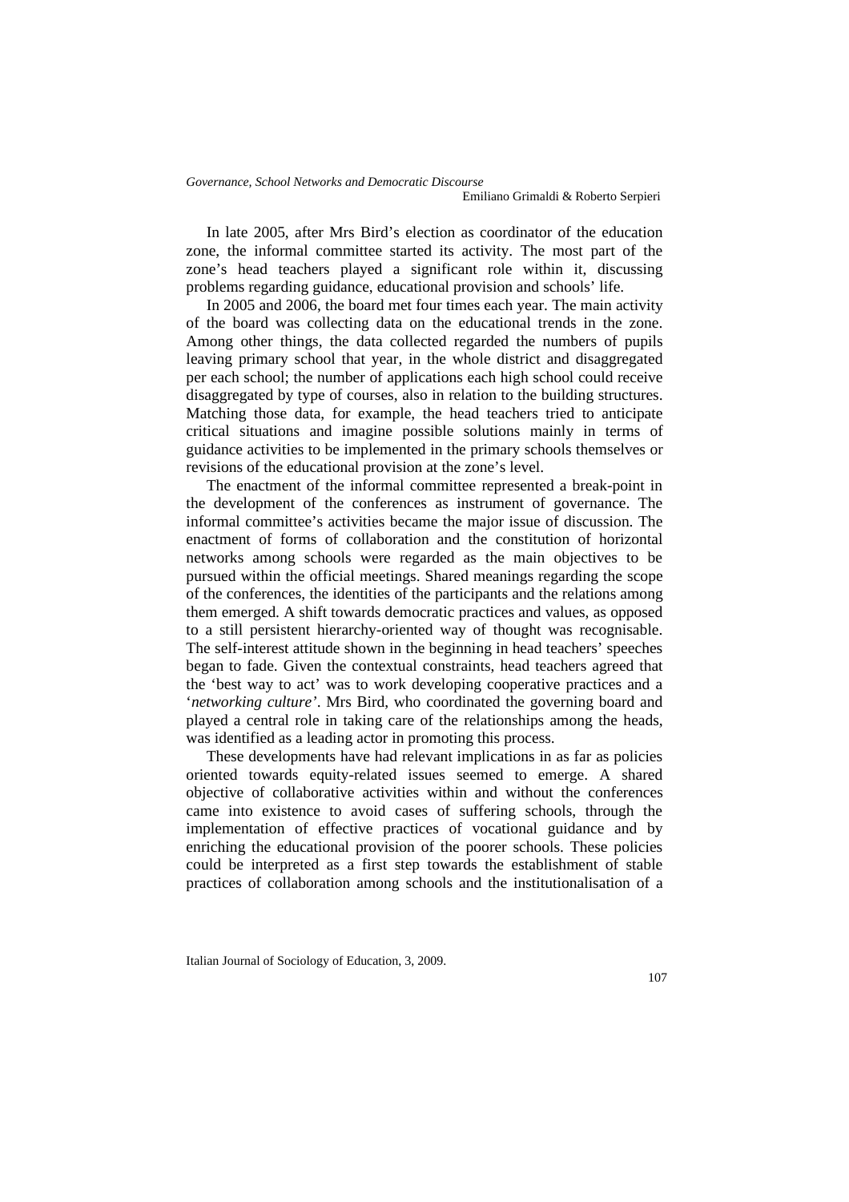In late 2005, after Mrs Bird's election as coordinator of the education zone, the informal committee started its activity. The most part of the zone's head teachers played a significant role within it, discussing problems regarding guidance, educational provision and schools' life.

In 2005 and 2006, the board met four times each year. The main activity of the board was collecting data on the educational trends in the zone. Among other things, the data collected regarded the numbers of pupils leaving primary school that year, in the whole district and disaggregated per each school; the number of applications each high school could receive disaggregated by type of courses, also in relation to the building structures. Matching those data, for example, the head teachers tried to anticipate critical situations and imagine possible solutions mainly in terms of guidance activities to be implemented in the primary schools themselves or revisions of the educational provision at the zone's level.

The enactment of the informal committee represented a break-point in the development of the conferences as instrument of governance. The informal committee's activities became the major issue of discussion. The enactment of forms of collaboration and the constitution of horizontal networks among schools were regarded as the main objectives to be pursued within the official meetings. Shared meanings regarding the scope of the conferences, the identities of the participants and the relations among them emerged. A shift towards democratic practices and values, as opposed to a still persistent hierarchy-oriented way of thought was recognisable. The self-interest attitude shown in the beginning in head teachers' speeches began to fade. Given the contextual constraints, head teachers agreed that the 'best way to act' was to work developing cooperative practices and a '*networking culture*'. Mrs Bird, who coordinated the governing board and played a central role in taking care of the relationships among the heads, was identified as a leading actor in promoting this process.

These developments have had relevant implications in as far as policies oriented towards equity-related issues seemed to emerge. A shared objective of collaborative activities within and without the conferences came into existence to avoid cases of suffering schools, through the implementation of effective practices of vocational guidance and by enriching the educational provision of the poorer schools. These policies could be interpreted as a first step towards the establishment of stable practices of collaboration among schools and the institutionalisation of a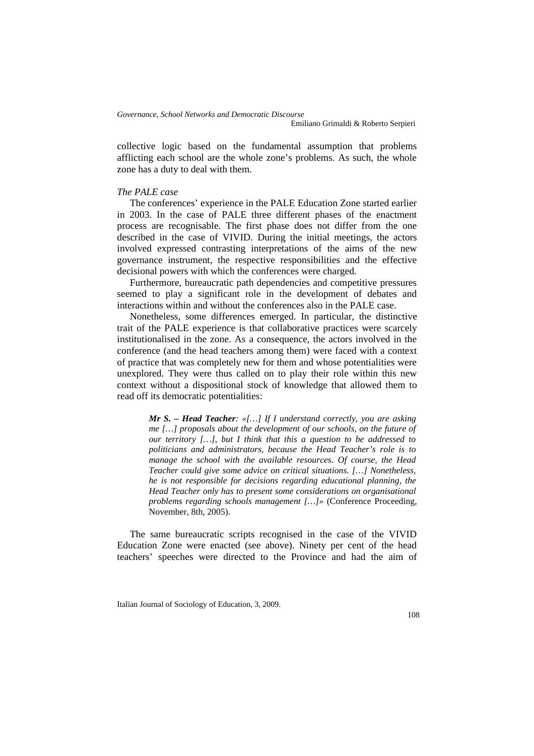collective logic based on the fundamental assumption that problems afflicting each school are the whole zone's problems. As such, the whole zone has a duty to deal with them.

*The PALE case*

The conferences' experience in the PALE Education Zone started earlier in 2003. In the case of PALE three different phases of the enactment process are recognisable. The first phase does not differ from the one described in the case of VIVID. During the initial meetings, the actors involved expressed contrasting interpretations of the aims of the new governance instrument, the respective responsibilities and the effective decisional powers with which the conferences were charged.

Furthermore, bureaucratic path dependencies and competitive pressures seemed to play a significant role in the development of debates and interactions within and without the conferences also in the PALE case.

Nonetheless, some differences emerged. In particular, the distinctive trait of the PALE experience is that collaborative practices were scarcely institutionalised in the zone. As a consequence, the actors involved in the conference (and the head teachers among them) were faced with a context of practice that was completely new for them and whose potentialities were unexplored. They were thus called on to play their role within this new context without a dispositional stock of knowledge that allowed them to read off its democratic potentialities:

> ***Mr S. – Head Teacher****: «[…] If I understand correctly, you are asking me […] proposals about the development of our schools, on the future of our territory […], but I think that this a question to be addressed to politicians and administrators, because the Head Teacher's role is to manage the school with the available resources. Of course, the Head Teacher could give some advice on critical situations. […] Nonetheless, he is not responsible for decisions regarding educational planning, the Head Teacher only has to present some considerations on organisational problems regarding schools management […]»* (Conference Proceeding, November, 8th, 2005).

The same bureaucratic scripts recognised in the case of the VIVID Education Zone were enacted (see above). Ninety per cent of the head teachers' speeches were directed to the Province and had the aim of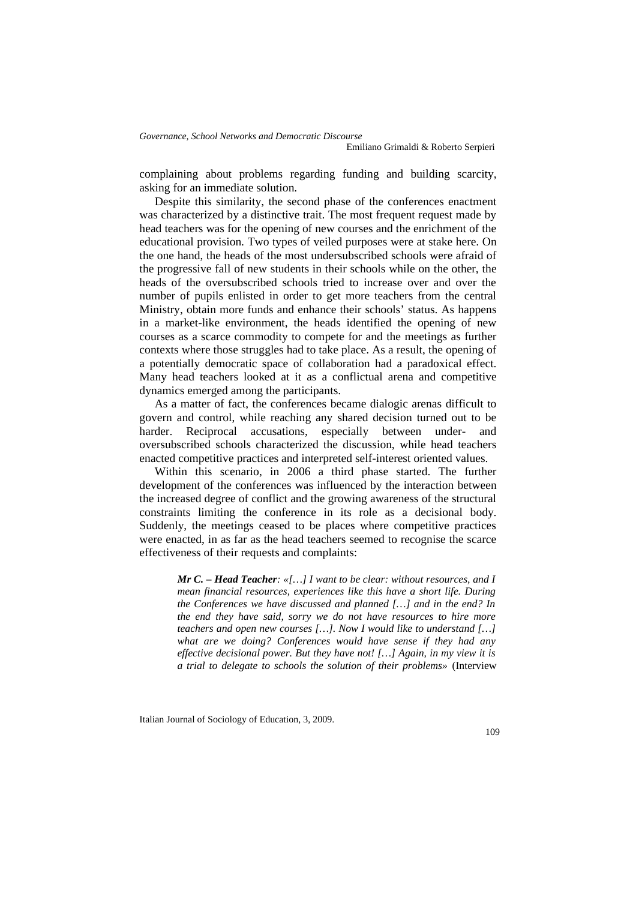complaining about problems regarding funding and building scarcity, asking for an immediate solution.

Despite this similarity, the second phase of the conferences enactment was characterized by a distinctive trait. The most frequent request made by head teachers was for the opening of new courses and the enrichment of the educational provision. Two types of veiled purposes were at stake here. On the one hand, the heads of the most undersubscribed schools were afraid of the progressive fall of new students in their schools while on the other, the heads of the oversubscribed schools tried to increase over and over the number of pupils enlisted in order to get more teachers from the central Ministry, obtain more funds and enhance their schools' status. As happens in a market-like environment, the heads identified the opening of new courses as a scarce commodity to compete for and the meetings as further contexts where those struggles had to take place. As a result, the opening of a potentially democratic space of collaboration had a paradoxical effect. Many head teachers looked at it as a conflictual arena and competitive dynamics emerged among the participants.

As a matter of fact, the conferences became dialogic arenas difficult to govern and control, while reaching any shared decision turned out to be harder. Reciprocal accusations, especially between under- and oversubscribed schools characterized the discussion, while head teachers enacted competitive practices and interpreted self-interest oriented values.

Within this scenario, in 2006 a third phase started. The further development of the conferences was influenced by the interaction between the increased degree of conflict and the growing awareness of the structural constraints limiting the conference in its role as a decisional body. Suddenly, the meetings ceased to be places where competitive practices were enacted, in as far as the head teachers seemed to recognise the scarce effectiveness of their requests and complaints:

> ***Mr C. – Head Teacher**: «[…] I want to be clear: without resources, and I mean financial resources, experiences like this have a short life. During the Conferences we have discussed and planned […] and in the end? In the end they have said, sorry we do not have resources to hire more teachers and open new courses […]. Now I would like to understand […] what are we doing? Conferences would have sense if they had any effective decisional power. But they have not! […] Again, in my view it is a trial to delegate to schools the solution of their problems»* (Interview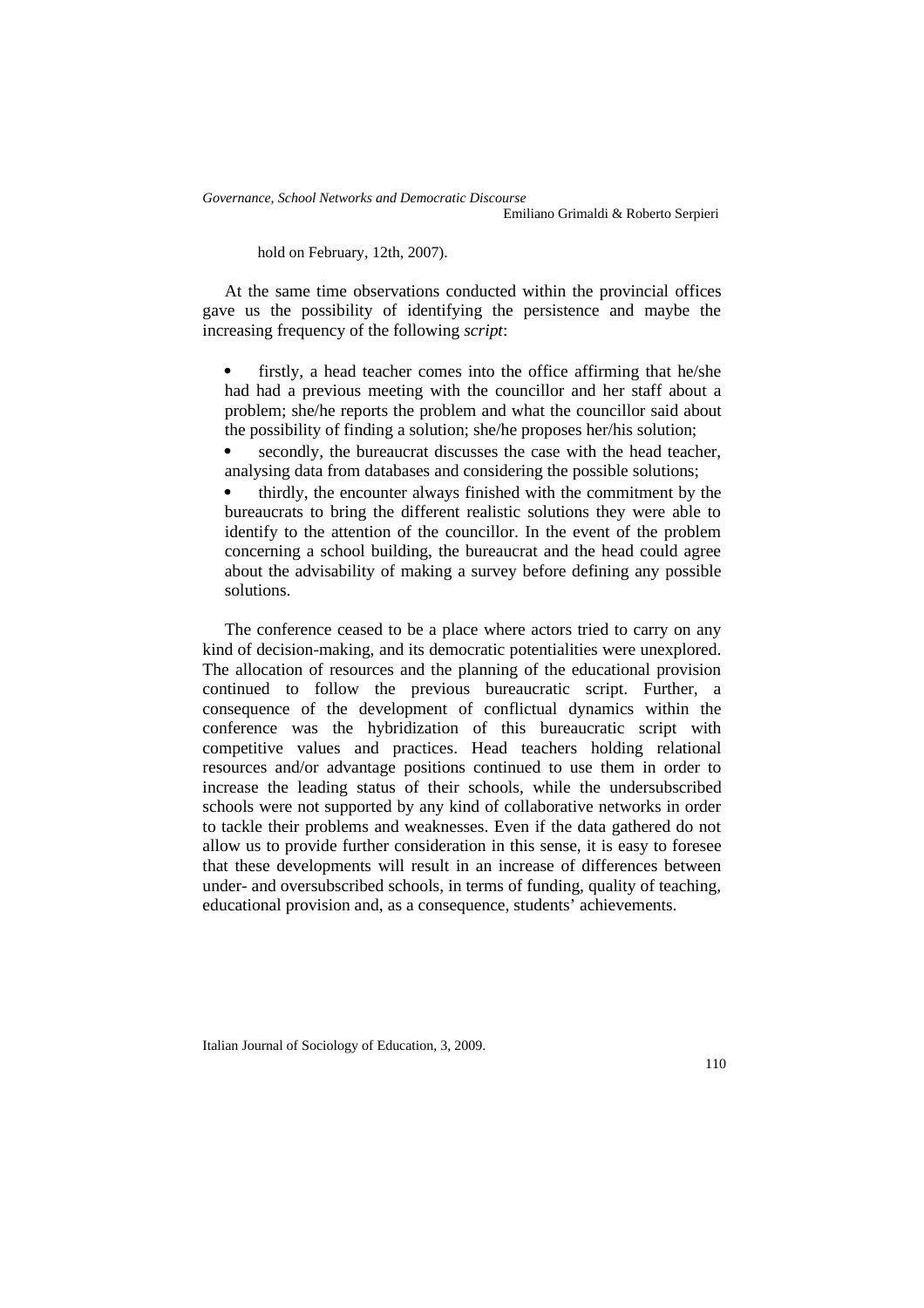hold on February, 12th, 2007).

At the same time observations conducted within the provincial offices gave us the possibility of identifying the persistence and maybe the increasing frequency of the following *script*:

- firstly, a head teacher comes into the office affirming that he/she had had a previous meeting with the councillor and her staff about a problem; she/he reports the problem and what the councillor said about the possibility of finding a solution; she/he proposes her/his solution;
- secondly, the bureaucrat discusses the case with the head teacher, analysing data from databases and considering the possible solutions;
- thirdly, the encounter always finished with the commitment by the bureaucrats to bring the different realistic solutions they were able to identify to the attention of the councillor. In the event of the problem concerning a school building, the bureaucrat and the head could agree about the advisability of making a survey before defining any possible solutions.

The conference ceased to be a place where actors tried to carry on any kind of decision-making, and its democratic potentialities were unexplored. The allocation of resources and the planning of the educational provision continued to follow the previous bureaucratic script. Further, a consequence of the development of conflictual dynamics within the conference was the hybridization of this bureaucratic script with competitive values and practices. Head teachers holding relational resources and/or advantage positions continued to use them in order to increase the leading status of their schools, while the undersubscribed schools were not supported by any kind of collaborative networks in order to tackle their problems and weaknesses. Even if the data gathered do not allow us to provide further consideration in this sense, it is easy to foresee that these developments will result in an increase of differences between under- and oversubscribed schools, in terms of funding, quality of teaching, educational provision and, as a consequence, students' achievements.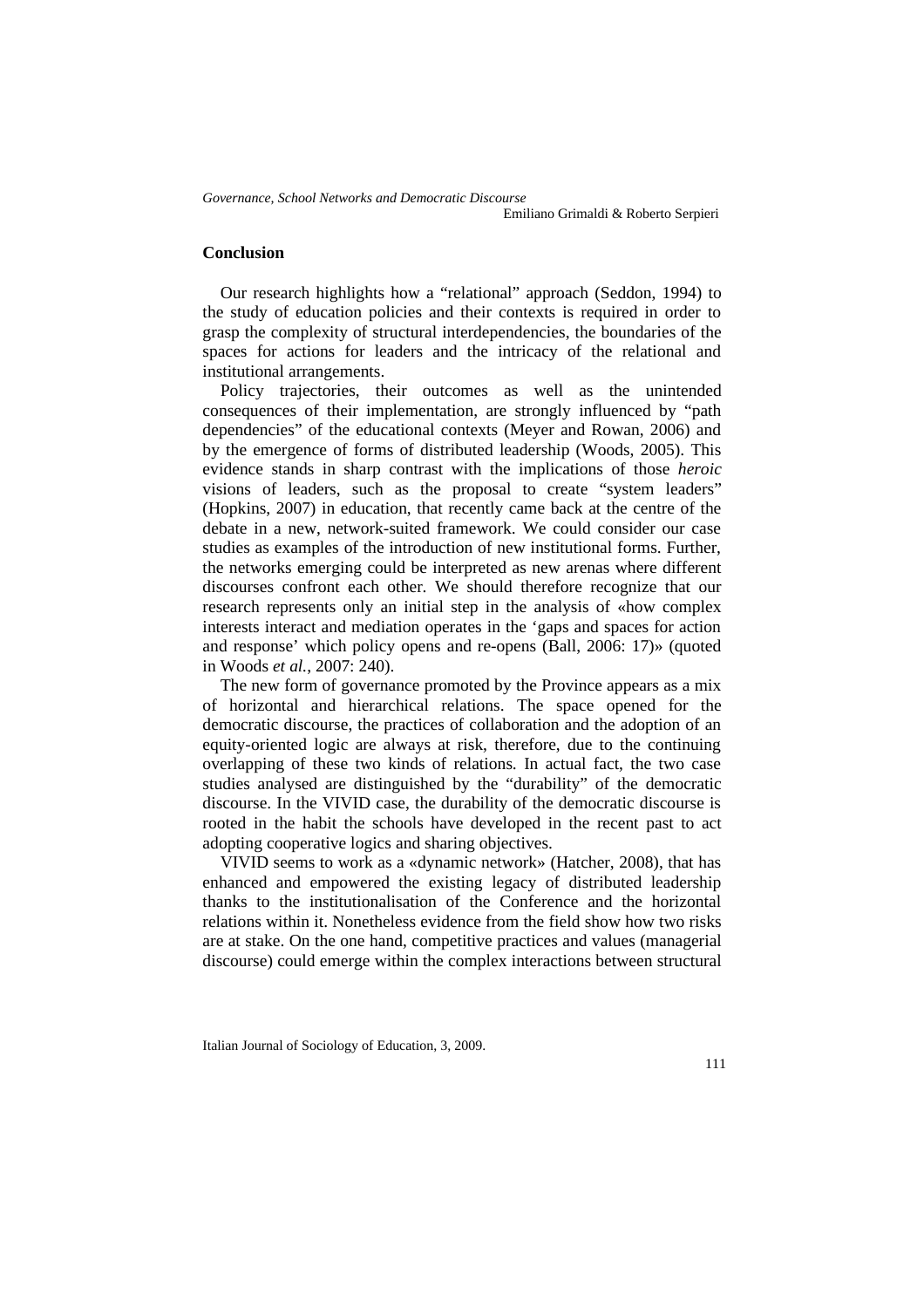## Conclusion

Our research highlights how a "relational" approach (Seddon, 1994) to the study of education policies and their contexts is required in order to grasp the complexity of structural interdependencies, the boundaries of the spaces for actions for leaders and the intricacy of the relational and institutional arrangements.

Policy trajectories, their outcomes as well as the unintended consequences of their implementation, are strongly influenced by "path dependencies" of the educational contexts (Meyer and Rowan, 2006) and by the emergence of forms of distributed leadership (Woods, 2005). This evidence stands in sharp contrast with the implications of those *heroic* visions of leaders, such as the proposal to create "system leaders" (Hopkins, 2007) in education, that recently came back at the centre of the debate in a new, network-suited framework. We could consider our case studies as examples of the introduction of new institutional forms. Further, the networks emerging could be interpreted as new arenas where different discourses confront each other. We should therefore recognize that our research represents only an initial step in the analysis of «how complex interests interact and mediation operates in the 'gaps and spaces for action and response' which policy opens and re-opens (Ball, 2006: 17)» (quoted in Woods *et al.*, 2007: 240).

The new form of governance promoted by the Province appears as a mix of horizontal and hierarchical relations. The space opened for the democratic discourse, the practices of collaboration and the adoption of an equity-oriented logic are always at risk, therefore, due to the continuing overlapping of these two kinds of relations. In actual fact, the two case studies analysed are distinguished by the "durability" of the democratic discourse. In the VIVID case, the durability of the democratic discourse is rooted in the habit the schools have developed in the recent past to act adopting cooperative logics and sharing objectives.

VIVID seems to work as a «dynamic network» (Hatcher, 2008), that has enhanced and empowered the existing legacy of distributed leadership thanks to the institutionalisation of the Conference and the horizontal relations within it. Nonetheless evidence from the field show how two risks are at stake. On the one hand, competitive practices and values (managerial discourse) could emerge within the complex interactions between structural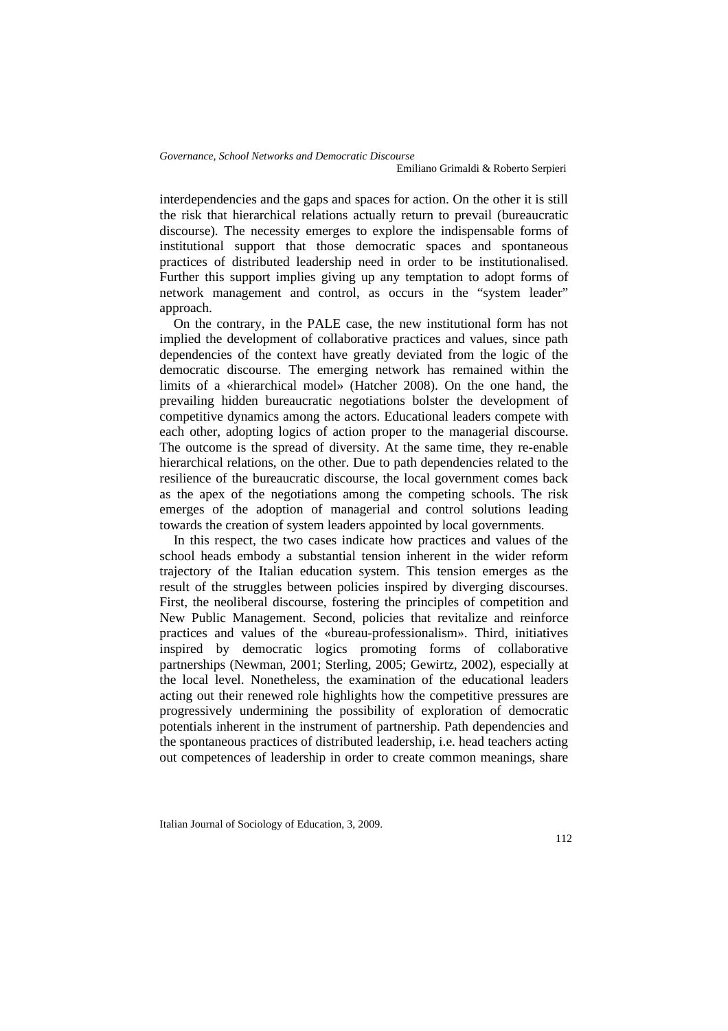interdependencies and the gaps and spaces for action. On the other it is still the risk that hierarchical relations actually return to prevail (bureaucratic discourse). The necessity emerges to explore the indispensable forms of institutional support that those democratic spaces and spontaneous practices of distributed leadership need in order to be institutionalised. Further this support implies giving up any temptation to adopt forms of network management and control, as occurs in the "system leader" approach.

On the contrary, in the PALE case, the new institutional form has not implied the development of collaborative practices and values, since path dependencies of the context have greatly deviated from the logic of the democratic discourse. The emerging network has remained within the limits of a «hierarchical model» (Hatcher 2008). On the one hand, the prevailing hidden bureaucratic negotiations bolster the development of competitive dynamics among the actors. Educational leaders compete with each other, adopting logics of action proper to the managerial discourse. The outcome is the spread of diversity. At the same time, they re-enable hierarchical relations, on the other. Due to path dependencies related to the resilience of the bureaucratic discourse, the local government comes back as the apex of the negotiations among the competing schools. The risk emerges of the adoption of managerial and control solutions leading towards the creation of system leaders appointed by local governments.

In this respect, the two cases indicate how practices and values of the school heads embody a substantial tension inherent in the wider reform trajectory of the Italian education system. This tension emerges as the result of the struggles between policies inspired by diverging discourses. First, the neoliberal discourse, fostering the principles of competition and New Public Management. Second, policies that revitalize and reinforce practices and values of the «bureau-professionalism». Third, initiatives inspired by democratic logics promoting forms of collaborative partnerships (Newman, 2001; Sterling, 2005; Gewirtz, 2002), especially at the local level. Nonetheless, the examination of the educational leaders acting out their renewed role highlights how the competitive pressures are progressively undermining the possibility of exploration of democratic potentials inherent in the instrument of partnership. Path dependencies and the spontaneous practices of distributed leadership, i.e. head teachers acting out competences of leadership in order to create common meanings, share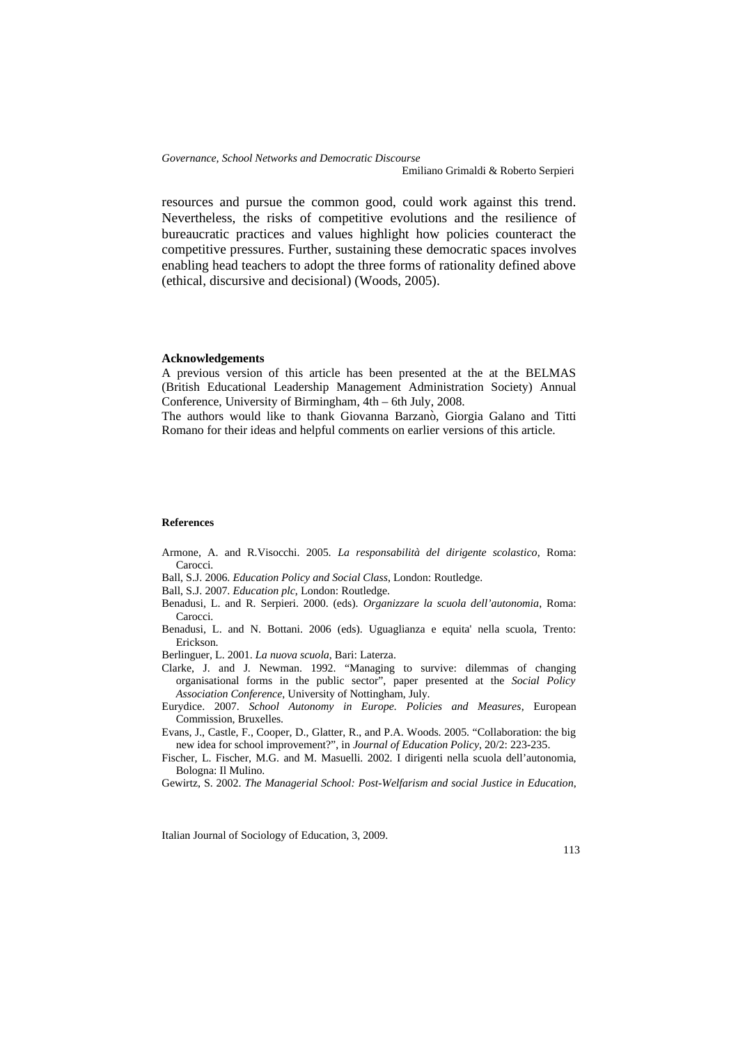resources and pursue the common good, could work against this trend. Nevertheless, the risks of competitive evolutions and the resilience of bureaucratic practices and values highlight how policies counteract the competitive pressures. Further, sustaining these democratic spaces involves enabling head teachers to adopt the three forms of rationality defined above (ethical, discursive and decisional) (Woods, 2005).

**Acknowledgements**

A previous version of this article has been presented at the at the BELMAS (British Educational Leadership Management Administration Society) Annual Conference, University of Birmingham, 4th – 6th July, 2008.

The authors would like to thank Giovanna Barzanò, Giorgia Galano and Titti Romano for their ideas and helpful comments on earlier versions of this article.

**References**

Armone, A. and R.Visocchi. 2005. *La responsabilità del dirigente scolastico*, Roma: Carocci.

Ball, S.J. 2006. *Education Policy and Social Class*, London: Routledge.

Ball, S.J. 2007. *Education plc*, London: Routledge.

Benadusi, L. and R. Serpieri. 2000. (eds). *Organizzare la scuola dell'autonomia*, Roma: Carocci.

Benadusi, L. and N. Bottani. 2006 (eds). Uguaglianza e equita' nella scuola, Trento: Erickson.

Berlinguer, L. 2001. *La nuova scuola*, Bari: Laterza.

Clarke, J. and J. Newman. 1992. "Managing to survive: dilemmas of changing organisational forms in the public sector", paper presented at the *Social Policy Association Conference*, University of Nottingham, July.

Eurydice. 2007. *School Autonomy in Europe. Policies and Measures*, European Commission, Bruxelles.

Evans, J., Castle, F., Cooper, D., Glatter, R., and P.A. Woods. 2005. "Collaboration: the big new idea for school improvement?", in *Journal of Education Policy*, 20/2: 223-235.

Fischer, L. Fischer, M.G. and M. Masuelli. 2002. I dirigenti nella scuola dell'autonomia, Bologna: Il Mulino.

Gewirtz, S. 2002. *The Managerial School: Post-Welfarism and social Justice in Education*,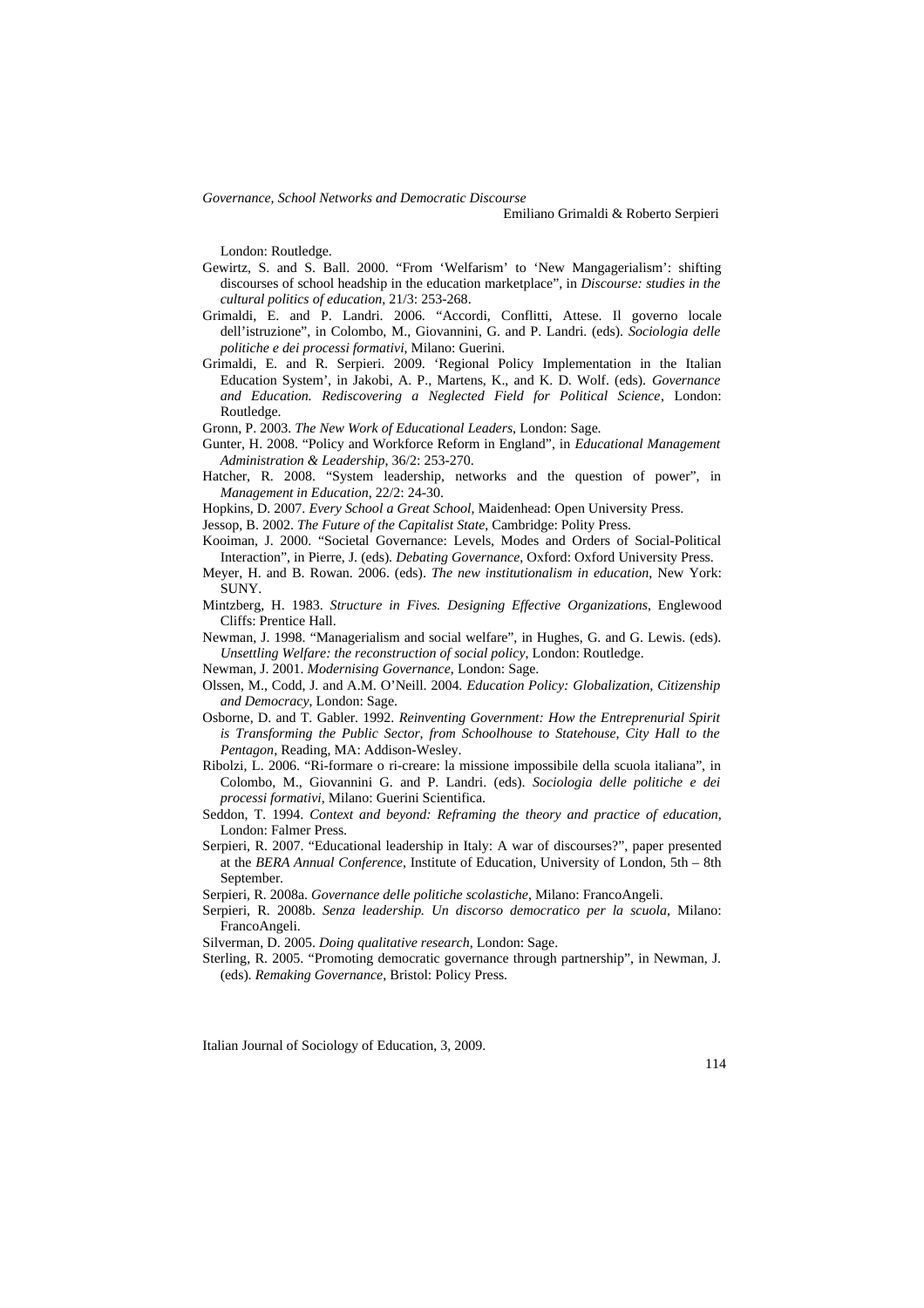London: Routledge.

Gewirtz, S. and S. Ball. 2000. "From 'Welfarism' to 'New Mangagerialism': shifting discourses of school headship in the education marketplace", in *Discourse: studies in the cultural politics of education*, 21/3: 253-268.

Grimaldi, E. and P. Landri. 2006. "Accordi, Conflitti, Attese. Il governo locale dell'istruzione", in Colombo, M., Giovannini, G. and P. Landri. (eds). *Sociologia delle politiche e dei processi formativi*, Milano: Guerini.

Grimaldi, E. and R. Serpieri. 2009. 'Regional Policy Implementation in the Italian Education System', in Jakobi, A. P., Martens, K., and K. D. Wolf. (eds). *Governance and Education. Rediscovering a Neglected Field for Political Science*, London: Routledge.

Gronn, P. 2003. *The New Work of Educational Leaders*, London: Sage.

Gunter, H. 2008. "Policy and Workforce Reform in England", in *Educational Management Administration & Leadership*, 36/2: 253-270.

Hatcher, R. 2008. "System leadership, networks and the question of power", in *Management in Education*, 22/2: 24-30.

Hopkins, D. 2007. *Every School a Great School*, Maidenhead: Open University Press.

Jessop, B. 2002. *The Future of the Capitalist State*, Cambridge: Polity Press.

Kooiman, J. 2000. "Societal Governance: Levels, Modes and Orders of Social-Political Interaction", in Pierre, J. (eds). *Debating Governance*, Oxford: Oxford University Press.

Meyer, H. and B. Rowan. 2006. (eds). *The new institutionalism in education*, New York: SUNY.

Mintzberg, H. 1983. *Structure in Fives. Designing Effective Organizations*, Englewood Cliffs: Prentice Hall.

Newman, J. 1998. "Managerialism and social welfare", in Hughes, G. and G. Lewis. (eds). *Unsettling Welfare: the reconstruction of social policy*, London: Routledge.

Newman, J. 2001. *Modernising Governance*, London: Sage.

Olssen, M., Codd, J. and A.M. O'Neill. 2004. *Education Policy: Globalization, Citizenship and Democracy*, London: Sage.

Osborne, D. and T. Gabler. 1992. *Reinventing Government: How the Entreprenurial Spirit is Transforming the Public Sector, from Schoolhouse to Statehouse, City Hall to the Pentagon*, Reading, MA: Addison-Wesley.

Ribolzi, L. 2006. "Ri-formare o ri-creare: la missione impossibile della scuola italiana", in Colombo, M., Giovannini G. and P. Landri. (eds). *Sociologia delle politiche e dei processi formativi*, Milano: Guerini Scientifica.

Seddon, T. 1994. *Context and beyond: Reframing the theory and practice of education*, London: Falmer Press.

Serpieri, R. 2007. "Educational leadership in Italy: A war of discourses?", paper presented at the *BERA Annual Conference*, Institute of Education, University of London, 5th – 8th September.

Serpieri, R. 2008a. *Governance delle politiche scolastiche*, Milano: FrancoAngeli.

Serpieri, R. 2008b. *Senza leadership. Un discorso democratico per la scuola*, Milano: FrancoAngeli.

Silverman, D. 2005. *Doing qualitative research*, London: Sage.

Sterling, R. 2005. "Promoting democratic governance through partnership", in Newman, J. (eds). *Remaking Governance*, Bristol: Policy Press.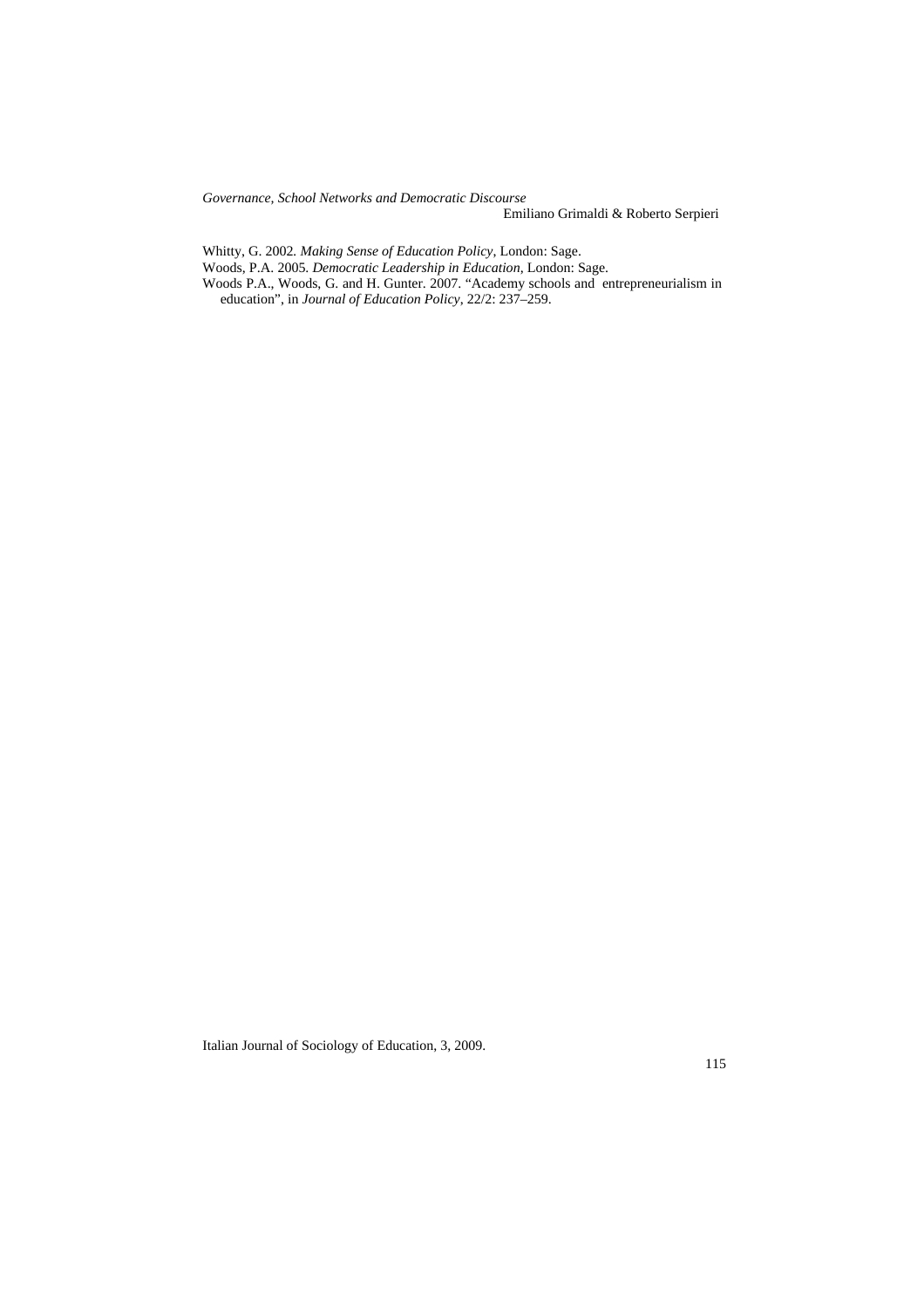Whitty, G. 2002. *Making Sense of Education Policy*, London: Sage.

Woods, P.A. 2005. *Democratic Leadership in Education*, London: Sage.

Woods P.A., Woods, G. and H. Gunter. 2007. "Academy schools and entrepreneurialism in education", in *Journal of Education Policy*, 22/2: 237–259.